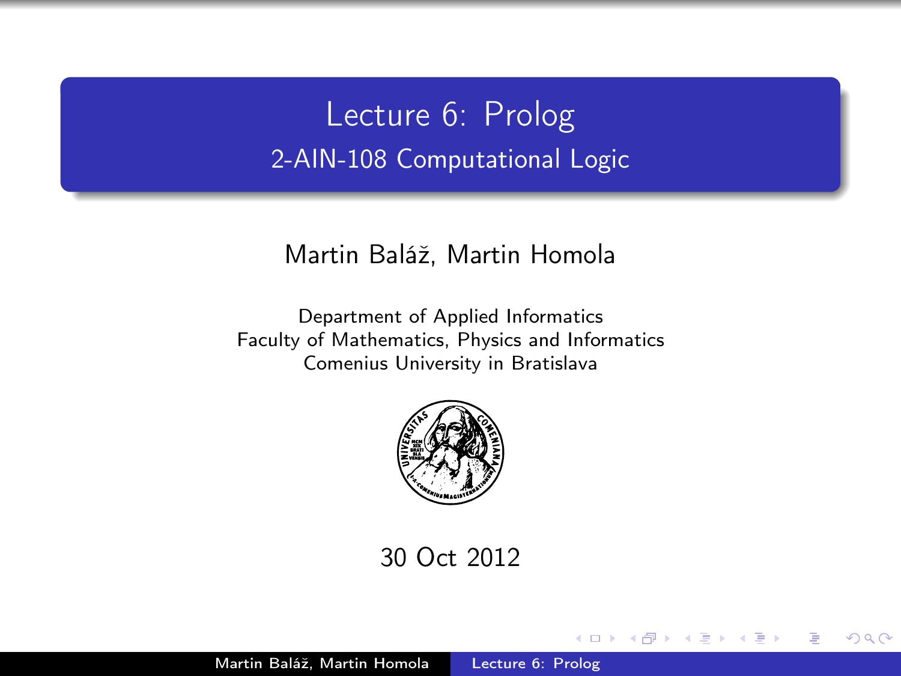# Lecture 6: Prolog

## 2-AIN-108 Computational Logic

Martin Baláž, Martin Homola

Department of Applied Informatics
Faculty of Mathematics, Physics and Informatics
Comenius University in Bratislava

30 Oct 2012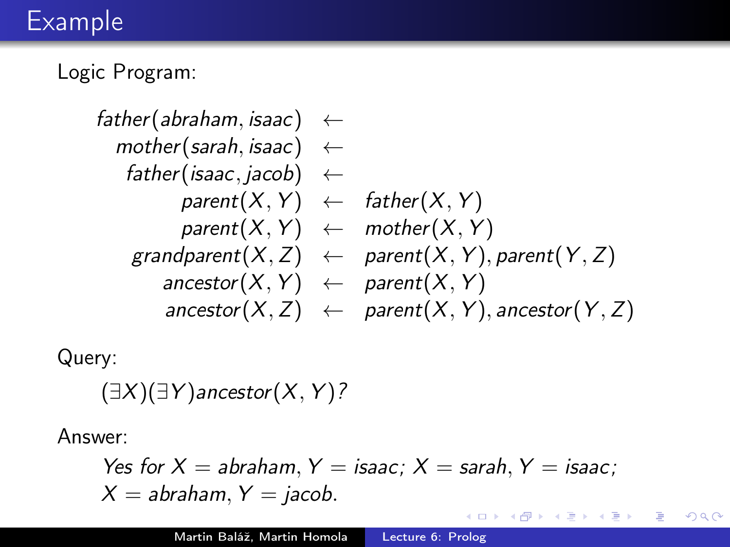# Example

Logic Program:

$$
\begin{aligned}
father(abraham, isaac) &\leftarrow \\
mother(sarah, isaac) &\leftarrow \\
father(isaac, jacob) &\leftarrow \\
parent(X, Y) &\leftarrow father(X, Y) \\
parent(X, Y) &\leftarrow mother(X, Y) \\
grandparent(X, Z) &\leftarrow parent(X, Y), parent(Y, Z) \\
ancestor(X, Y) &\leftarrow parent(X, Y) \\
ancestor(X, Z) &\leftarrow parent(X, Y), ancestor(Y, Z)
\end{aligned}
$$

Query:

$(\exists X)(\exists Y) ancestor(X, Y)?$

Answer:

*Yes for* $X = abraham, Y = isaac$; $X = sarah, Y = isaac$; $X = abraham, Y = jacob$.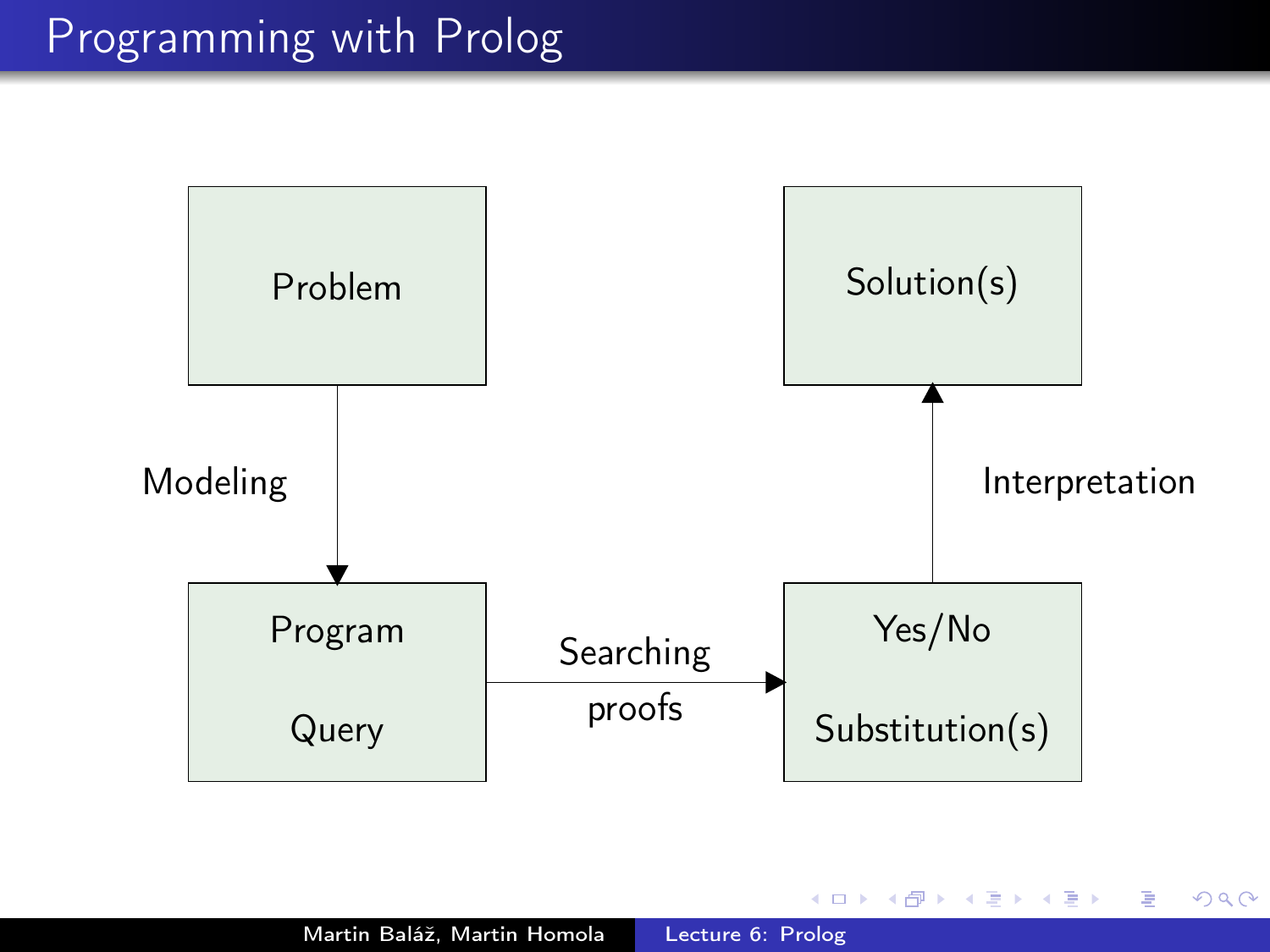# Programming with Prolog

Problem

Modeling

Program

Query

Searching proofs

Yes/No

Substitution(s)

Interpretation

Solution(s)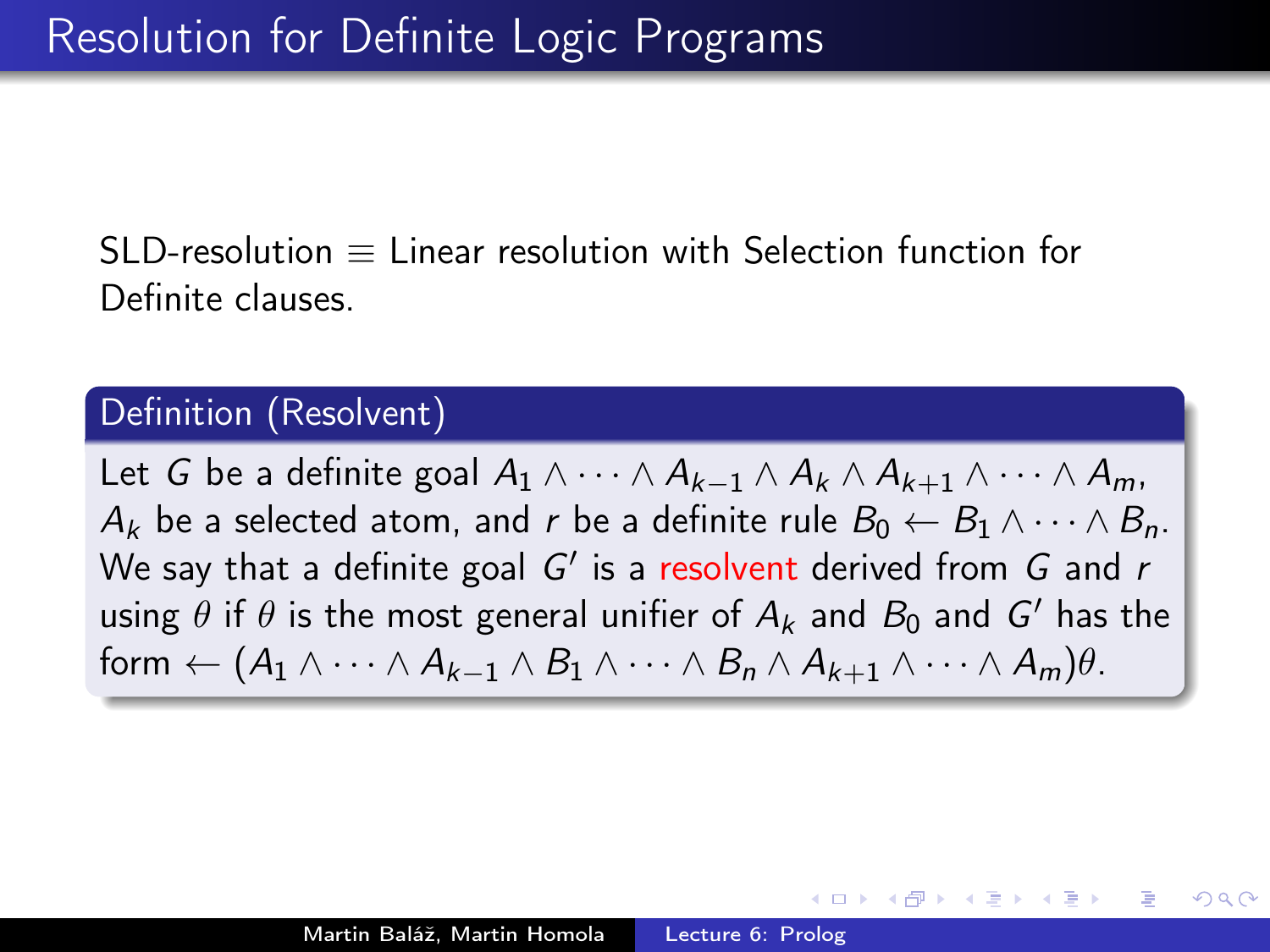# Resolution for Definite Logic Programs

SLD-resolution $\equiv$ Linear resolution with Selection function for Definite clauses.

**Definition (Resolvent)**

Let $G$ be a definite goal $A_1 \wedge \cdots \wedge A_{k-1} \wedge A_k \wedge A_{k+1} \wedge \cdots \wedge A_m$, $A_k$ be a selected atom, and $r$ be a definite rule $B_0 \leftarrow B_1 \wedge \cdots \wedge B_n$. We say that a definite goal $G'$ is a resolvent derived from $G$ and $r$ using $\theta$ if $\theta$ is the most general unifier of $A_k$ and $B_0$ and $G'$ has the form $\leftarrow (A_1 \wedge \cdots \wedge A_{k-1} \wedge B_1 \wedge \cdots \wedge B_n \wedge A_{k+1} \wedge \cdots \wedge A_m)\theta$.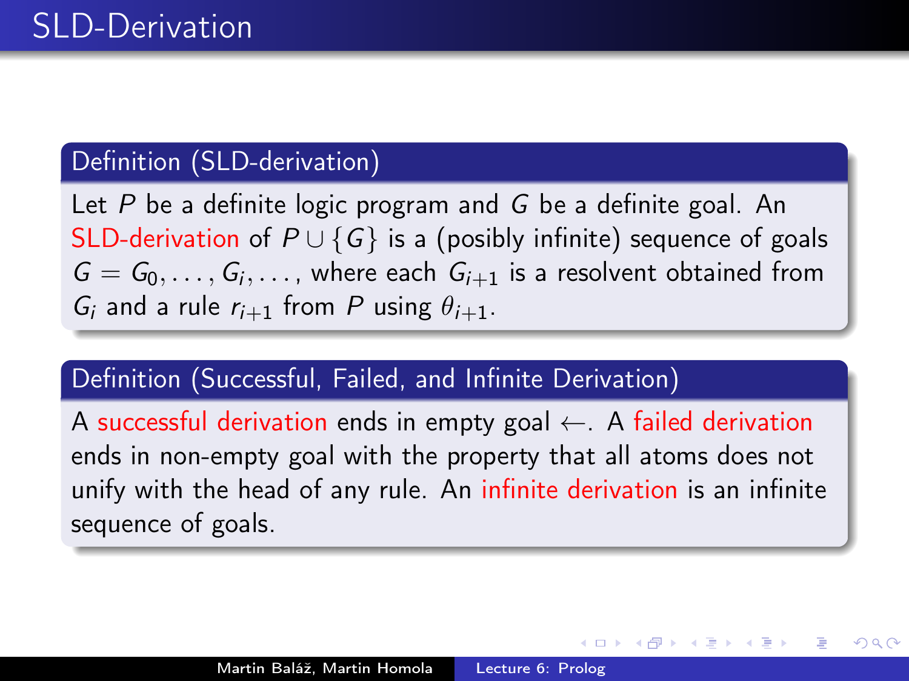# SLD-Derivation

**Definition (SLD-derivation)**

Let $P$ be a definite logic program and $G$ be a definite goal. An SLD-derivation of $P \cup \{G\}$ is a (posibly infinite) sequence of goals $G = G_0, \ldots, G_i, \ldots$, where each $G_{i+1}$ is a resolvent obtained from $G_i$ and a rule $r_{i+1}$ from $P$ using $\theta_{i+1}$.

**Definition (Successful, Failed, and Infinite Derivation)**

A successful derivation ends in empty goal $\leftarrow$. A failed derivation ends in non-empty goal with the property that all atoms does not unify with the head of any rule. An infinite derivation is an infinite sequence of goals.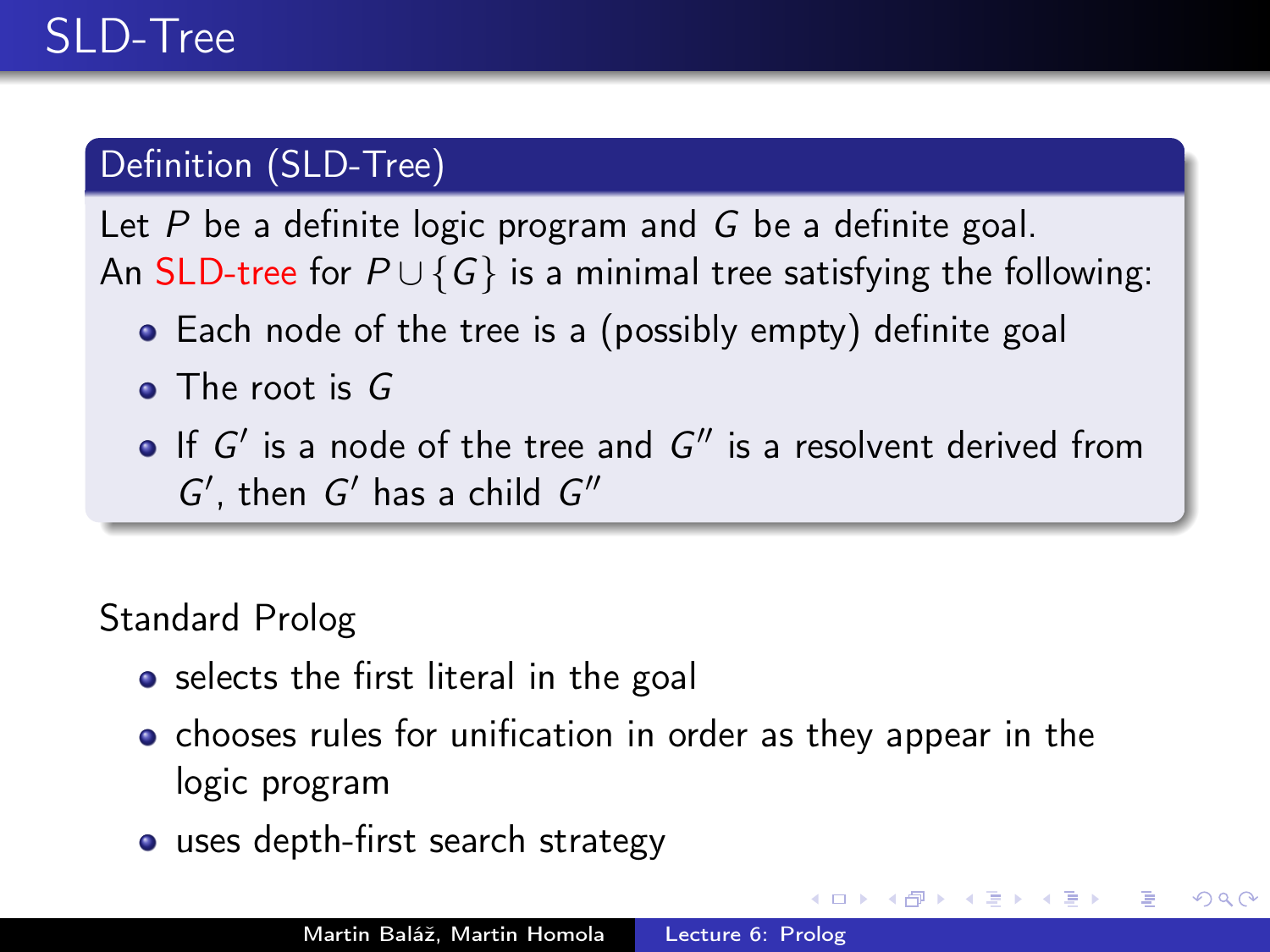# SLD-Tree

**Definition (SLD-Tree)**

Let $P$ be a definite logic program and $G$ be a definite goal.
An SLD-tree for $P \cup \{G\}$ is a minimal tree satisfying the following:

- Each node of the tree is a (possibly empty) definite goal
- The root is $G$
- If $G'$ is a node of the tree and $G''$ is a resolvent derived from $G'$, then $G'$ has a child $G''$

Standard Prolog

- selects the first literal in the goal
- chooses rules for unification in order as they appear in the logic program
- uses depth-first search strategy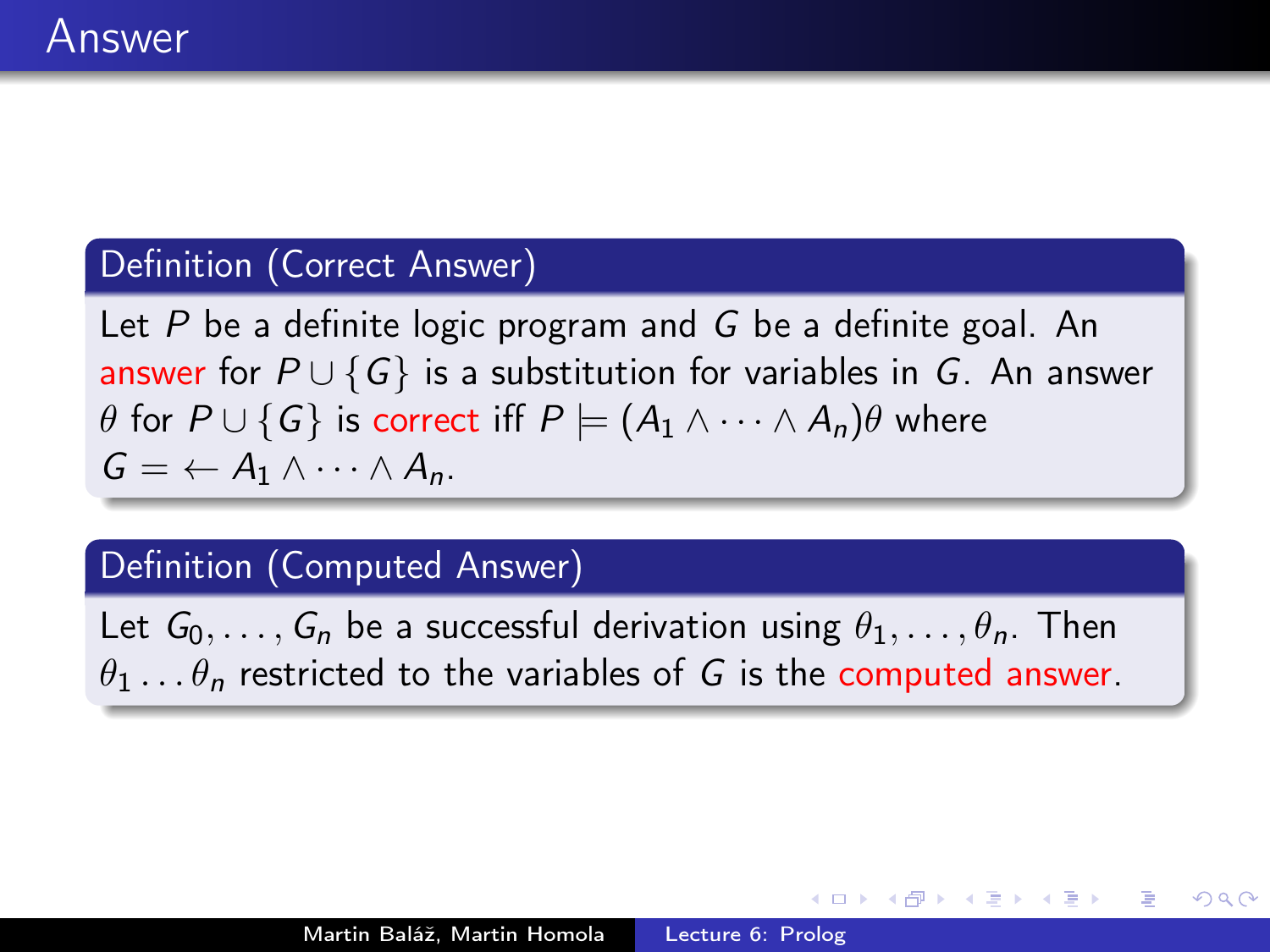# Answer

**Definition (Correct Answer)**

Let $P$ be a definite logic program and $G$ be a definite goal. An answer for $P \cup \{G\}$ is a substitution for variables in $G$. An answer $\theta$ for $P \cup \{G\}$ is correct iff $P \models (A_1 \wedge \cdots \wedge A_n)\theta$ where $G = \leftarrow A_1 \wedge \cdots \wedge A_n$.

**Definition (Computed Answer)**

Let $G_0, \ldots, G_n$ be a successful derivation using $\theta_1, \ldots, \theta_n$. Then $\theta_1 \ldots \theta_n$ restricted to the variables of $G$ is the computed answer.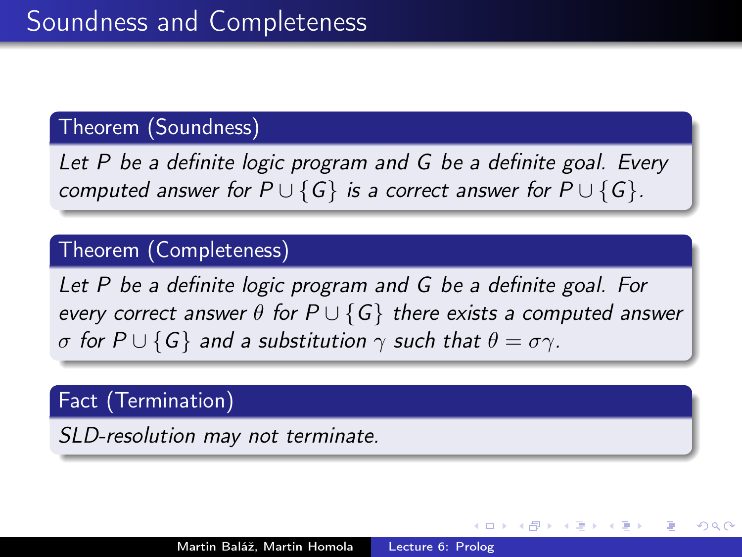# Soundness and Completeness

**Theorem (Soundness)**

*Let $P$ be a definite logic program and $G$ be a definite goal. Every computed answer for $P \cup \{G\}$ is a correct answer for $P \cup \{G\}$.*

**Theorem (Completeness)**

*Let $P$ be a definite logic program and $G$ be a definite goal. For every correct answer $\theta$ for $P \cup \{G\}$ there exists a computed answer $\sigma$ for $P \cup \{G\}$ and a substitution $\gamma$ such that $\theta = \sigma\gamma$.*

**Fact (Termination)**

*SLD-resolution may not terminate.*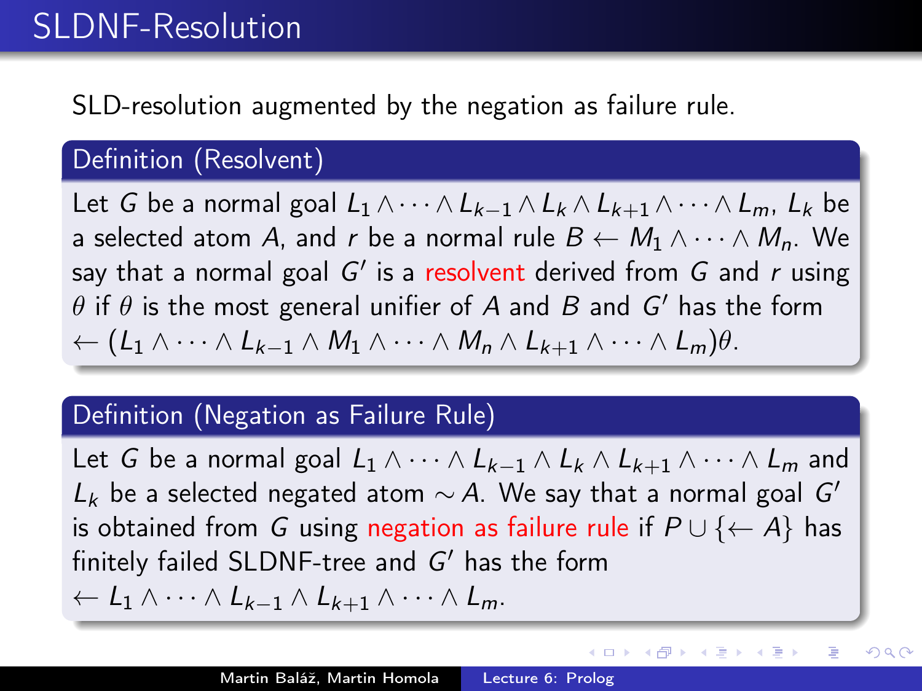# SLDNF-Resolution

SLD-resolution augmented by the negation as failure rule.

## Definition (Resolvent)

Let $G$ be a normal goal $L_1 \wedge \cdots \wedge L_{k-1} \wedge L_k \wedge L_{k+1} \wedge \cdots \wedge L_m$, $L_k$ be a selected atom $A$, and $r$ be a normal rule $B \leftarrow M_1 \wedge \cdots \wedge M_n$. We say that a normal goal $G'$ is a resolvent derived from $G$ and $r$ using $\theta$ if $\theta$ is the most general unifier of $A$ and $B$ and $G'$ has the form $\leftarrow (L_1 \wedge \cdots \wedge L_{k-1} \wedge M_1 \wedge \cdots \wedge M_n \wedge L_{k+1} \wedge \cdots \wedge L_m)\theta$.

## Definition (Negation as Failure Rule)

Let $G$ be a normal goal $L_1 \wedge \cdots \wedge L_{k-1} \wedge L_k \wedge L_{k+1} \wedge \cdots \wedge L_m$ and $L_k$ be a selected negated atom $\sim A$. We say that a normal goal $G'$ is obtained from $G$ using negation as failure rule if $P \cup \{\leftarrow A\}$ has finitely failed SLDNF-tree and $G'$ has the form $\leftarrow L_1 \wedge \cdots \wedge L_{k-1} \wedge L_{k+1} \wedge \cdots \wedge L_m$.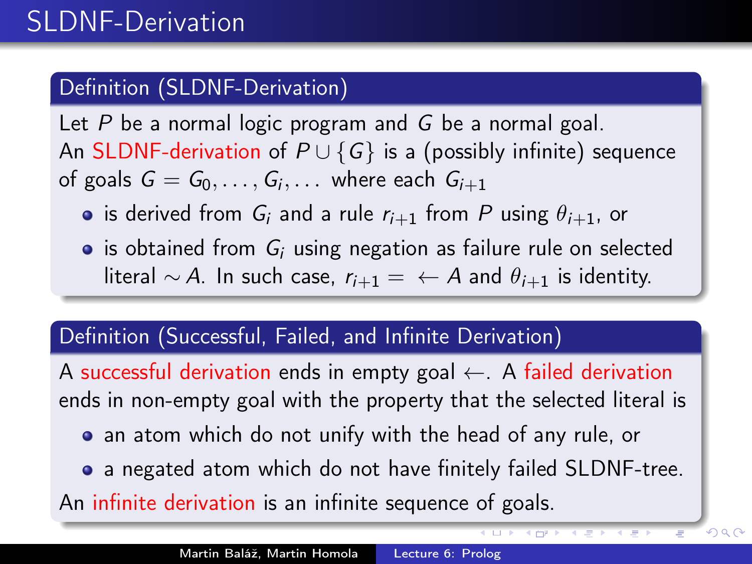# SLDNF-Derivation

## Definition (SLDNF-Derivation)

Let $P$ be a normal logic program and $G$ be a normal goal. An SLDNF-derivation of $P \cup \{G\}$ is a (possibly infinite) sequence of goals $G = G_0, \ldots, G_i, \ldots$ where each $G_{i+1}$

- is derived from $G_i$ and a rule $r_{i+1}$ from $P$ using $\theta_{i+1}$, or
- is obtained from $G_i$ using negation as failure rule on selected literal $\sim A$. In such case, $r_{i+1} = \leftarrow A$ and $\theta_{i+1}$ is identity.

## Definition (Successful, Failed, and Infinite Derivation)

A successful derivation ends in empty goal $\leftarrow$. A failed derivation ends in non-empty goal with the property that the selected literal is

- an atom which do not unify with the head of any rule, or
- a negated atom which do not have finitely failed SLDNF-tree.

An infinite derivation is an infinite sequence of goals.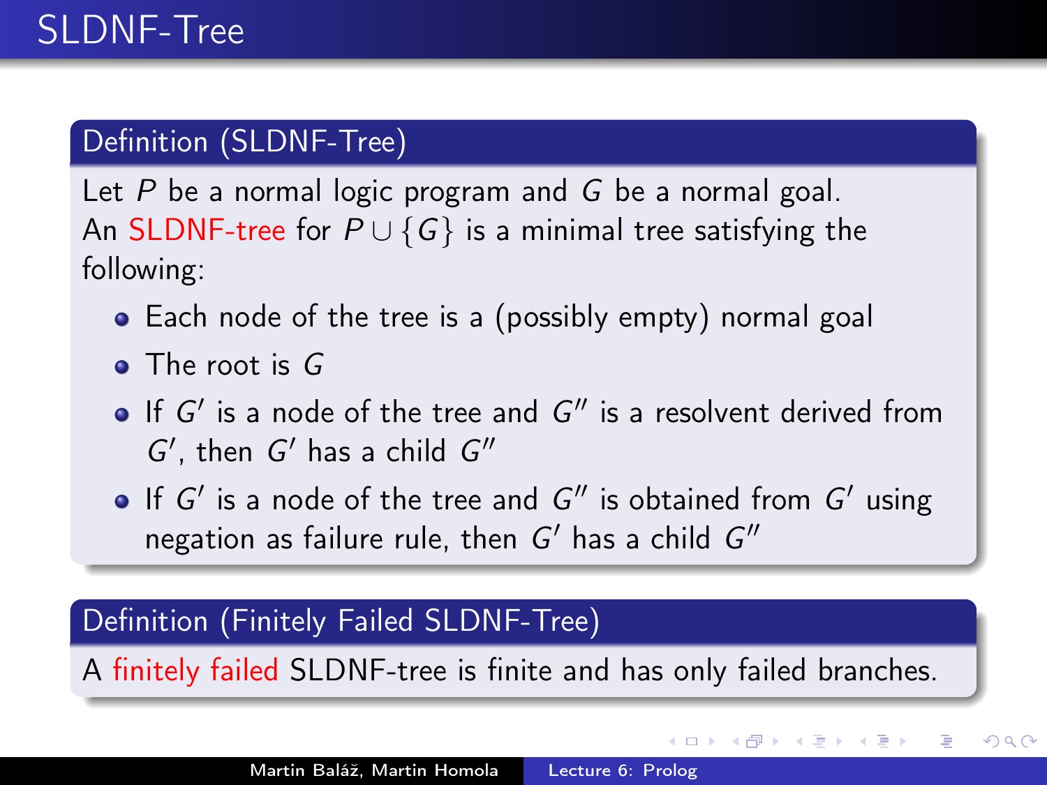# SLDNF-Tree

## Definition (SLDNF-Tree)

Let $P$ be a normal logic program and $G$ be a normal goal. An SLDNF-tree for $P \cup \{G\}$ is a minimal tree satisfying the following:

- Each node of the tree is a (possibly empty) normal goal
- The root is $G$
- If $G'$ is a node of the tree and $G''$ is a resolvent derived from $G'$, then $G'$ has a child $G''$
- If $G'$ is a node of the tree and $G''$ is obtained from $G'$ using negation as failure rule, then $G'$ has a child $G''$

## Definition (Finitely Failed SLDNF-Tree)

A finitely failed SLDNF-tree is finite and has only failed branches.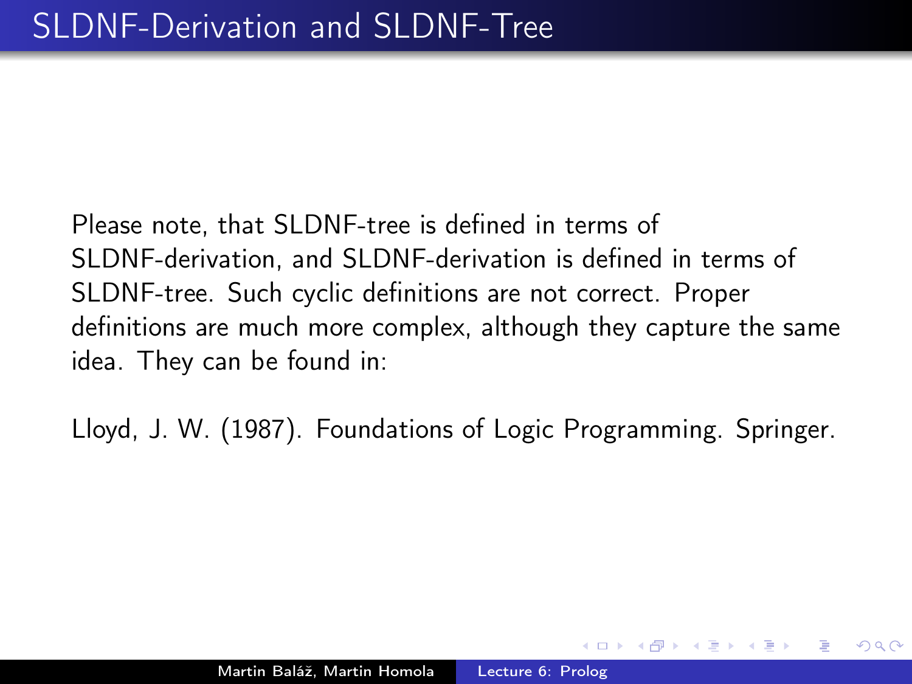# SLDNF-Derivation and SLDNF-Tree

Please note, that SLDNF-tree is defined in terms of SLDNF-derivation, and SLDNF-derivation is defined in terms of SLDNF-tree. Such cyclic definitions are not correct. Proper definitions are much more complex, although they capture the same idea. They can be found in:

Lloyd, J. W. (1987). Foundations of Logic Programming. Springer.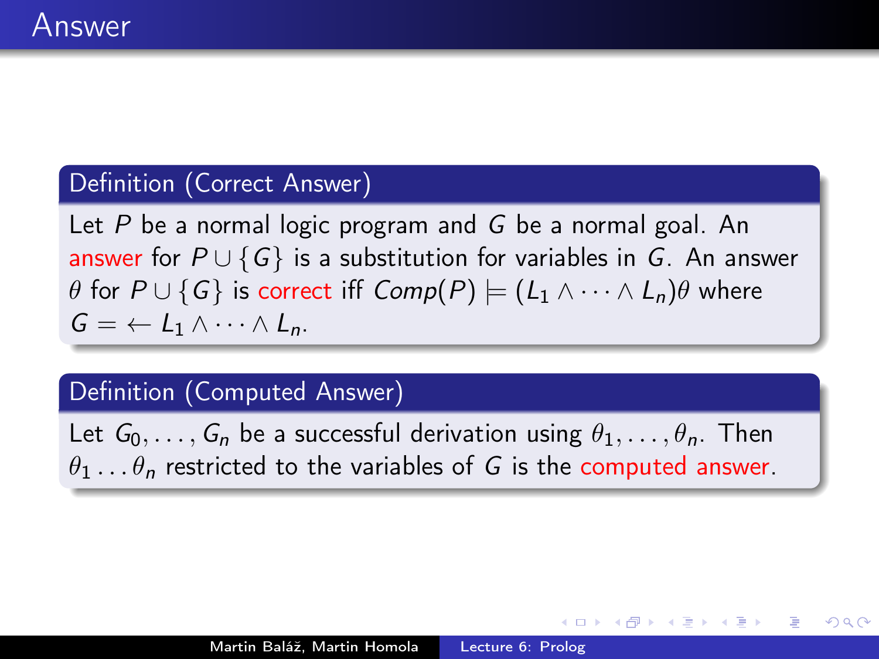# Answer

**Definition (Correct Answer)**

Let $P$ be a normal logic program and $G$ be a normal goal. An answer for $P \cup \{G\}$ is a substitution for variables in $G$. An answer $\theta$ for $P \cup \{G\}$ is correct iff $Comp(P) \models (L_1 \wedge \cdots \wedge L_n)\theta$ where $G = \leftarrow L_1 \wedge \cdots \wedge L_n$.

**Definition (Computed Answer)**

Let $G_0, \ldots, G_n$ be a successful derivation using $\theta_1, \ldots, \theta_n$. Then $\theta_1 \ldots \theta_n$ restricted to the variables of $G$ is the computed answer.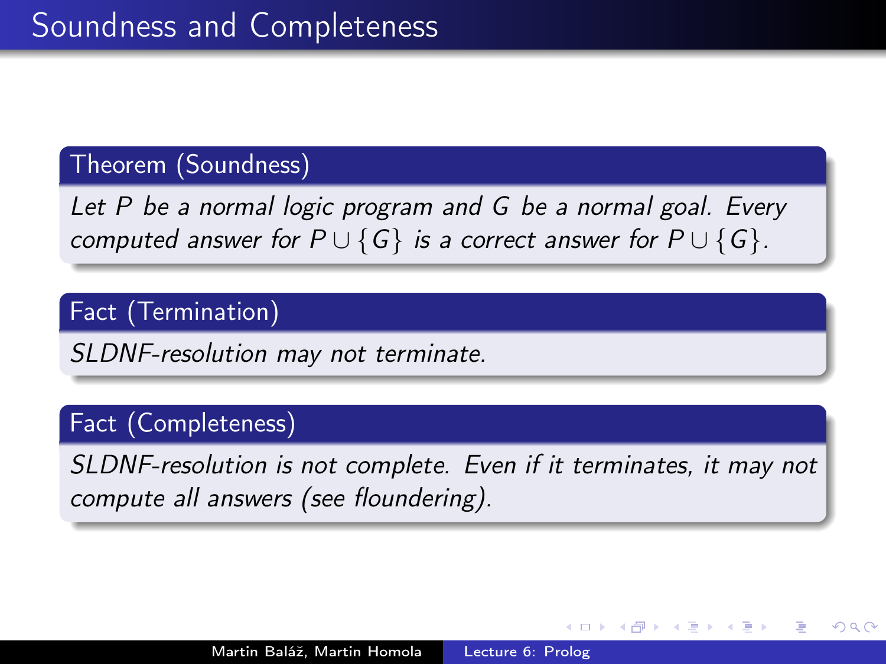# Soundness and Completeness

**Theorem (Soundness)**

*Let $P$ be a normal logic program and $G$ be a normal goal. Every computed answer for $P \cup \{G\}$ is a correct answer for $P \cup \{G\}$.*

**Fact (Termination)**

*SLDNF-resolution may not terminate.*

**Fact (Completeness)**

*SLDNF-resolution is not complete. Even if it terminates, it may not compute all answers (see floundering).*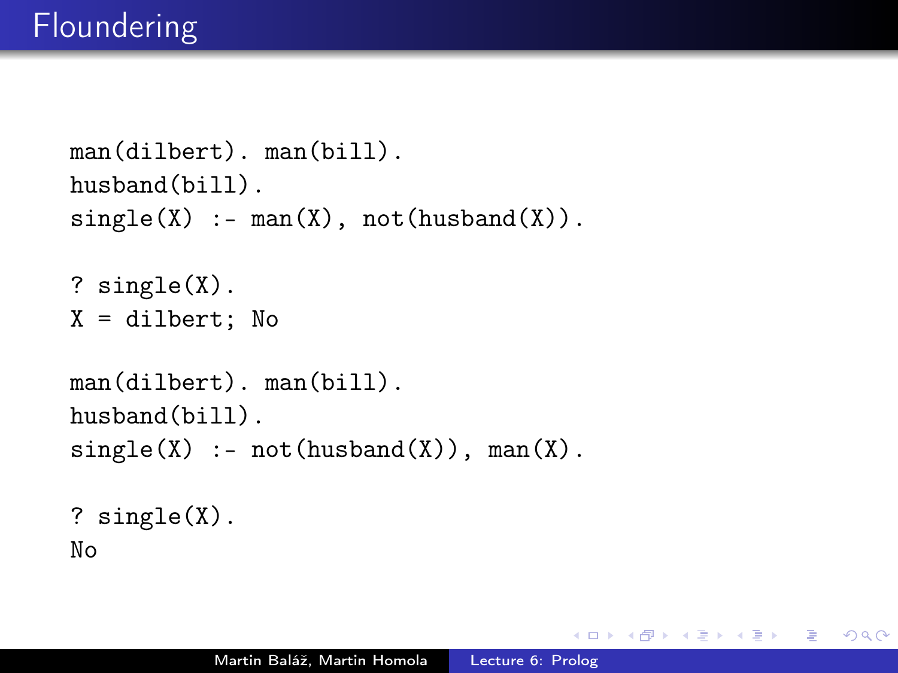# Floundering

```
man(dilbert). man(bill).
husband(bill).
single(X) :- man(X), not(husband(X)).

? single(X).
X = dilbert; No

man(dilbert). man(bill).
husband(bill).
single(X) :- not(husband(X)), man(X).

? single(X).
No
```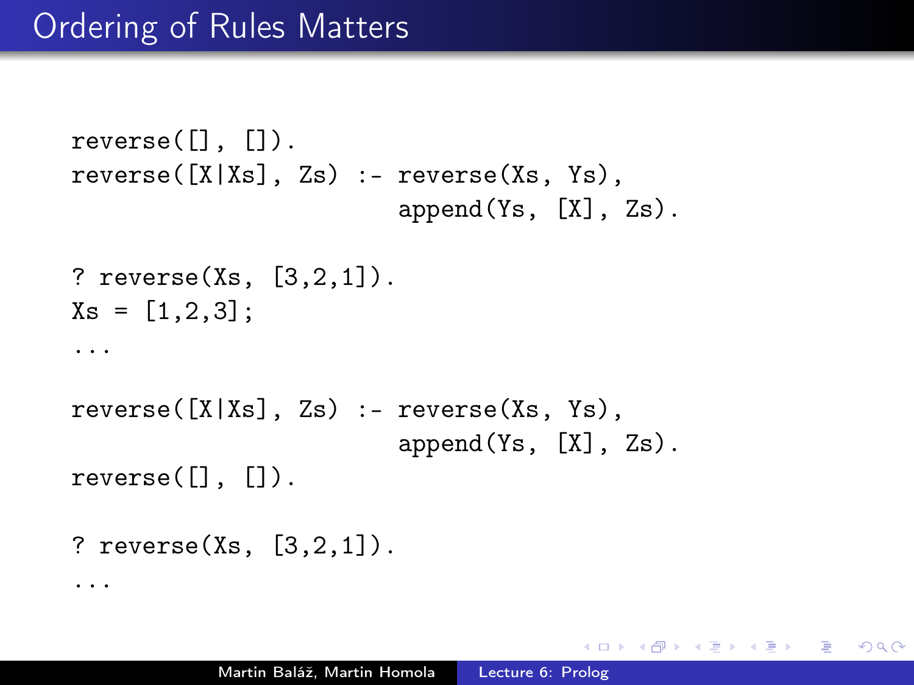# Ordering of Rules Matters

```
reverse([], []).
reverse([X|Xs], Zs) :- reverse(Xs, Ys),
                       append(Ys, [X], Zs).

? reverse(Xs, [3,2,1]).
Xs = [1,2,3];
...

reverse([X|Xs], Zs) :- reverse(Xs, Ys),
                       append(Ys, [X], Zs).
reverse([], []).

? reverse(Xs, [3,2,1]).
...
```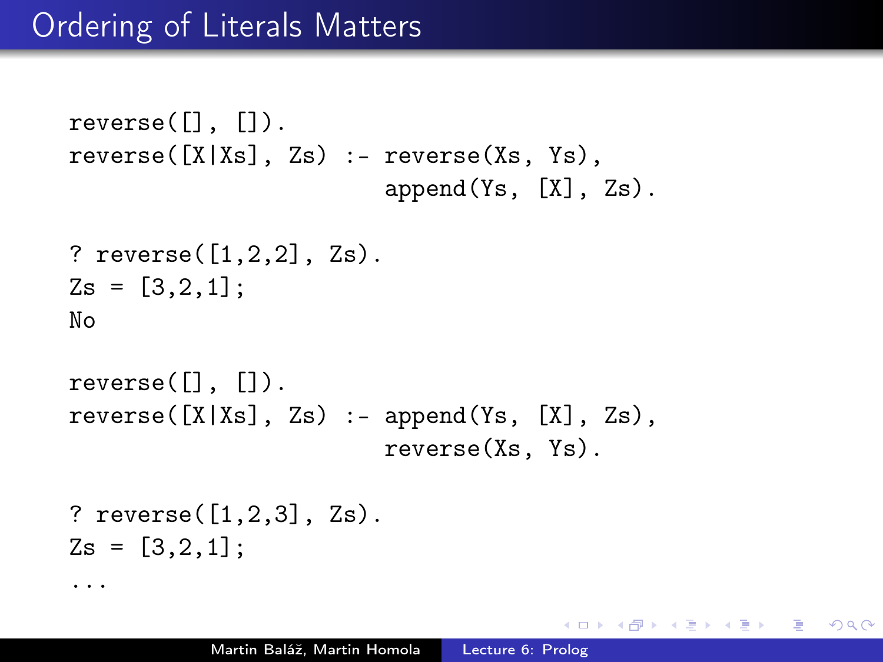# Ordering of Literals Matters

```
reverse([], []).
reverse([X|Xs], Zs) :- reverse(Xs, Ys),
                       append(Ys, [X], Zs).

? reverse([1,2,2], Zs).
Zs = [3,2,1];
No

reverse([], []).
reverse([X|Xs], Zs) :- append(Ys, [X], Zs),
                       reverse(Xs, Ys).

? reverse([1,2,3], Zs).
Zs = [3,2,1];
...
```